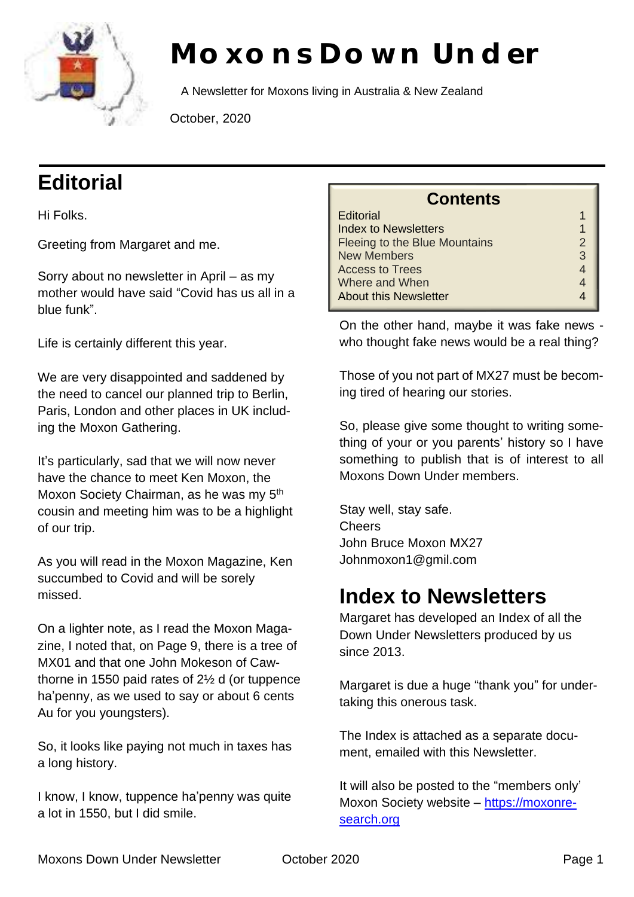# Moxons Down Under

A Newsletter for Moxons living in Australia & New Zealand

October, 2020

## Editorial

Hi Folks.

Greeting from Margaret and me.

Sorry about no newsletter in April – as my mother would have said "Covid has us all in a blue funk".

Life is certainly different this year.

We are very disappointed and saddened by the need to cancel our planned trip to Berlin, Paris, London and other places in UK including the Moxon Gathering.

It's particularly, sad that we will now never have the chance to meet Ken Moxon, the Moxon Society Chairman, as he was my 5th cousin and meeting him was to be a highlight of our trip.

As you will read in the Moxon Magazine, Ken succumbed to Covid and will be sorely missed.

On a lighter note, as I read the Moxon Magazine, I noted that, on Page 9, there is a tree of MX01 and that one John Mokeson of Cawthorne in 1550 paid rates of 2½ d (or tuppence ha'penny, as we used to say or about 6 cents Au for you youngsters).

So, it looks like paying not much in taxes has a long history.

I know, I know, tuppence ha'penny was quite a lot in 1550, but I did smile.

| Contents | |
|---|---|
| Editorial | 1 |
| Index to Newsletters | 1 |
| Fleeing to the Blue Mountains | 2 |
| New Members | 3 |
| Access to Trees | 4 |
| Where and When | 4 |
| About this Newsletter | 4 |

On the other hand, maybe it was fake news - who thought fake news would be a real thing?

Those of you not part of MX27 must be becoming tired of hearing our stories.

So, please give some thought to writing something of your or you parents' history so I have something to publish that is of interest to all Moxons Down Under members.

Stay well, stay safe.
Cheers
John Bruce Moxon MX27
Johnmoxon1@gmil.com

## Index to Newsletters

Margaret has developed an Index of all the Down Under Newsletters produced by us since 2013.

Margaret is due a huge "thank you" for undertaking this onerous task.

The Index is attached as a separate document, emailed with this Newsletter.

It will also be posted to the "members only' Moxon Society website – https://moxonresearch.org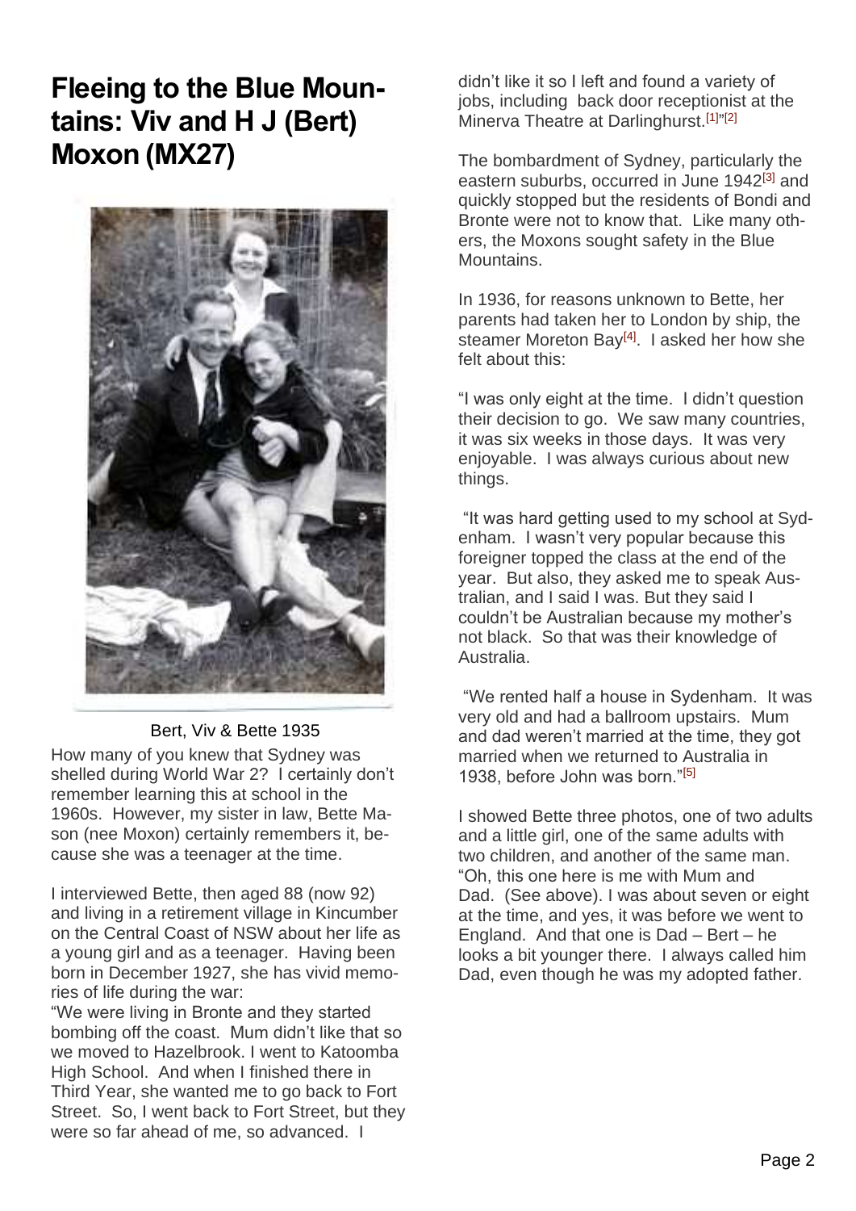# Fleeing to the Blue Mountains: Viv and H J (Bert) Moxon (MX27)

Bert, Viv & Bette 1935

How many of you knew that Sydney was shelled during World War 2? I certainly don't remember learning this at school in the 1960s. However, my sister in law, Bette Mason (nee Moxon) certainly remembers it, because she was a teenager at the time.

I interviewed Bette, then aged 88 (now 92) and living in a retirement village in Kincumber on the Central Coast of NSW about her life as a young girl and as a teenager. Having been born in December 1927, she has vivid memories of life during the war:

"We were living in Bronte and they started bombing off the coast. Mum didn't like that so we moved to Hazelbrook. I went to Katoomba High School. And when I finished there in Third Year, she wanted me to go back to Fort Street. So, I went back to Fort Street, but they were so far ahead of me, so advanced. I didn't like it so I left and found a variety of jobs, including back door receptionist at the Minerva Theatre at Darlinghurst.[1]"[2]

The bombardment of Sydney, particularly the eastern suburbs, occurred in June 1942[3] and quickly stopped but the residents of Bondi and Bronte were not to know that. Like many others, the Moxons sought safety in the Blue Mountains.

In 1936, for reasons unknown to Bette, her parents had taken her to London by ship, the steamer Moreton Bay[4]. I asked her how she felt about this:

"I was only eight at the time. I didn't question their decision to go. We saw many countries, it was six weeks in those days. It was very enjoyable. I was always curious about new things.

"It was hard getting used to my school at Sydenham. I wasn't very popular because this foreigner topped the class at the end of the year. But also, they asked me to speak Australian, and I said I was. But they said I couldn't be Australian because my mother's not black. So that was their knowledge of Australia.

"We rented half a house in Sydenham. It was very old and had a ballroom upstairs. Mum and dad weren't married at the time, they got married when we returned to Australia in 1938, before John was born."[5]

I showed Bette three photos, one of two adults and a little girl, one of the same adults with two children, and another of the same man. "Oh, this one here is me with Mum and Dad. (See above). I was about seven or eight at the time, and yes, it was before we went to England. And that one is Dad – Bert – he looks a bit younger there. I always called him Dad, even though he was my adopted father.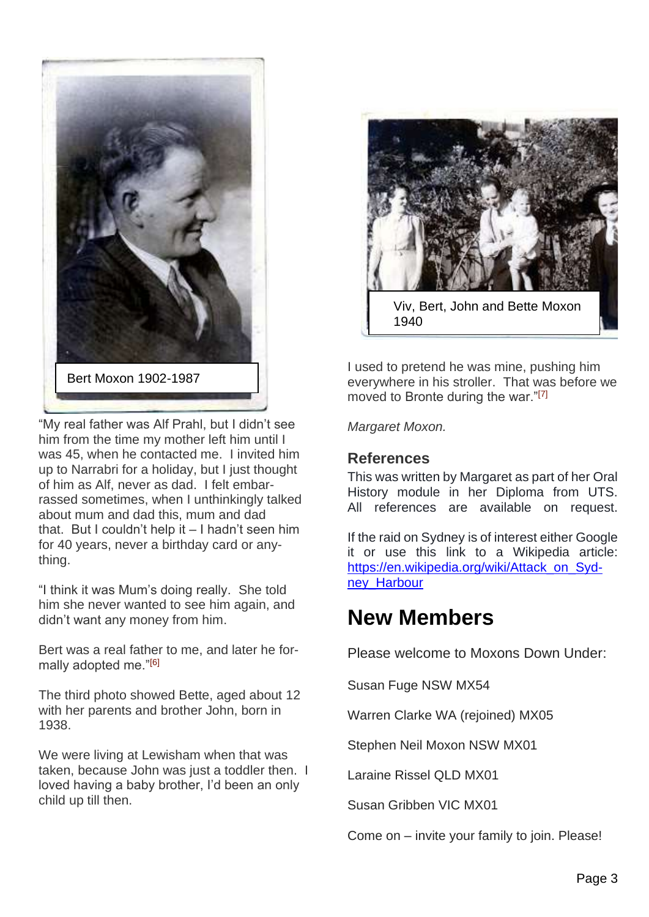Bert Moxon 1902-1987

"My real father was Alf Prahl, but I didn't see him from the time my mother left him until I was 45, when he contacted me. I invited him up to Narrabri for a holiday, but I just thought of him as Alf, never as dad. I felt embarrassed sometimes, when I unthinkingly talked about mum and dad this, mum and dad that. But I couldn't help it – I hadn't seen him for 40 years, never a birthday card or anything.

"I think it was Mum's doing really. She told him she never wanted to see him again, and didn't want any money from him.

Bert was a real father to me, and later he formally adopted me."[6]

The third photo showed Bette, aged about 12 with her parents and brother John, born in 1938.

We were living at Lewisham when that was taken, because John was just a toddler then. I loved having a baby brother, I'd been an only child up till then.

Viv, Bert, John and Bette Moxon 1940

I used to pretend he was mine, pushing him everywhere in his stroller. That was before we moved to Bronte during the war."[7]

*Margaret Moxon.*

## References

This was written by Margaret as part of her Oral History module in her Diploma from UTS. All references are available on request.

If the raid on Sydney is of interest either Google it or use this link to a Wikipedia article: https://en.wikipedia.org/wiki/Attack_on_Sydney_Harbour

# New Members

Please welcome to Moxons Down Under:

Susan Fuge NSW MX54

Warren Clarke WA (rejoined) MX05

Stephen Neil Moxon NSW MX01

Laraine Rissel QLD MX01

Susan Gribben VIC MX01

Come on – invite your family to join. Please!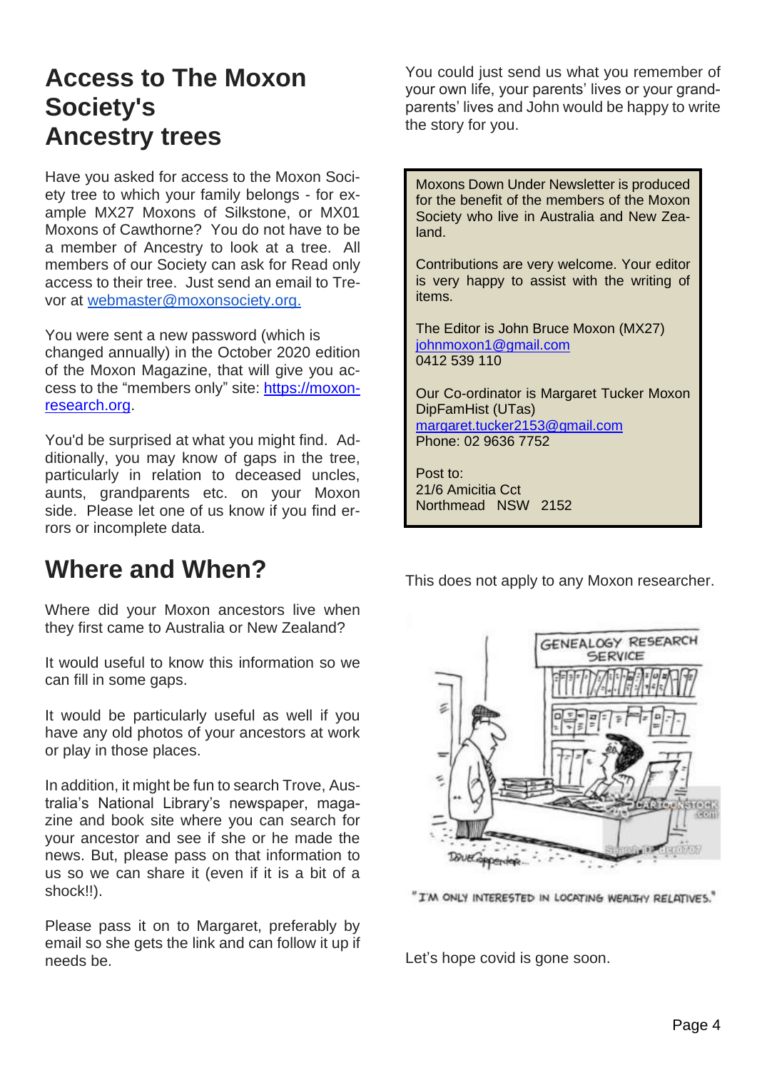# Access to The Moxon Society's Ancestry trees

Have you asked for access to the Moxon Society tree to which your family belongs - for example MX27 Moxons of Silkstone, or MX01 Moxons of Cawthorne? You do not have to be a member of Ancestry to look at a tree. All members of our Society can ask for Read only access to their tree. Just send an email to Trevor at webmaster@moxonsociety.org.

You were sent a new password (which is changed annually) in the October 2020 edition of the Moxon Magazine, that will give you access to the "members only" site: https://moxon-research.org.

You'd be surprised at what you might find. Additionally, you may know of gaps in the tree, particularly in relation to deceased uncles, aunts, grandparents etc. on your Moxon side. Please let one of us know if you find errors or incomplete data.

# Where and When?

Where did your Moxon ancestors live when they first came to Australia or New Zealand?

It would useful to know this information so we can fill in some gaps.

It would be particularly useful as well if you have any old photos of your ancestors at work or play in those places.

In addition, it might be fun to search Trove, Australia's National Library's newspaper, magazine and book site where you can search for your ancestor and see if she or he made the news. But, please pass on that information to us so we can share it (even if it is a bit of a shock!!).

Please pass it on to Margaret, preferably by email so she gets the link and can follow it up if needs be.

You could just send us what you remember of your own life, your parents' lives or your grandparents' lives and John would be happy to write the story for you.

Moxons Down Under Newsletter is produced for the benefit of the members of the Moxon Society who live in Australia and New Zealand.

Contributions are very welcome. Your editor is very happy to assist with the writing of items.

The Editor is John Bruce Moxon (MX27)
johnmoxon1@gmail.com
0412 539 110

Our Co-ordinator is Margaret Tucker Moxon DipFamHist (UTas)
margaret.tucker2153@gmail.com
Phone: 02 9636 7752

Post to:
21/6 Amicitia Cct
Northmead NSW 2152

This does not apply to any Moxon researcher.

"I'M ONLY INTERESTED IN LOCATING WEALTHY RELATIVES."

Let's hope covid is gone soon.